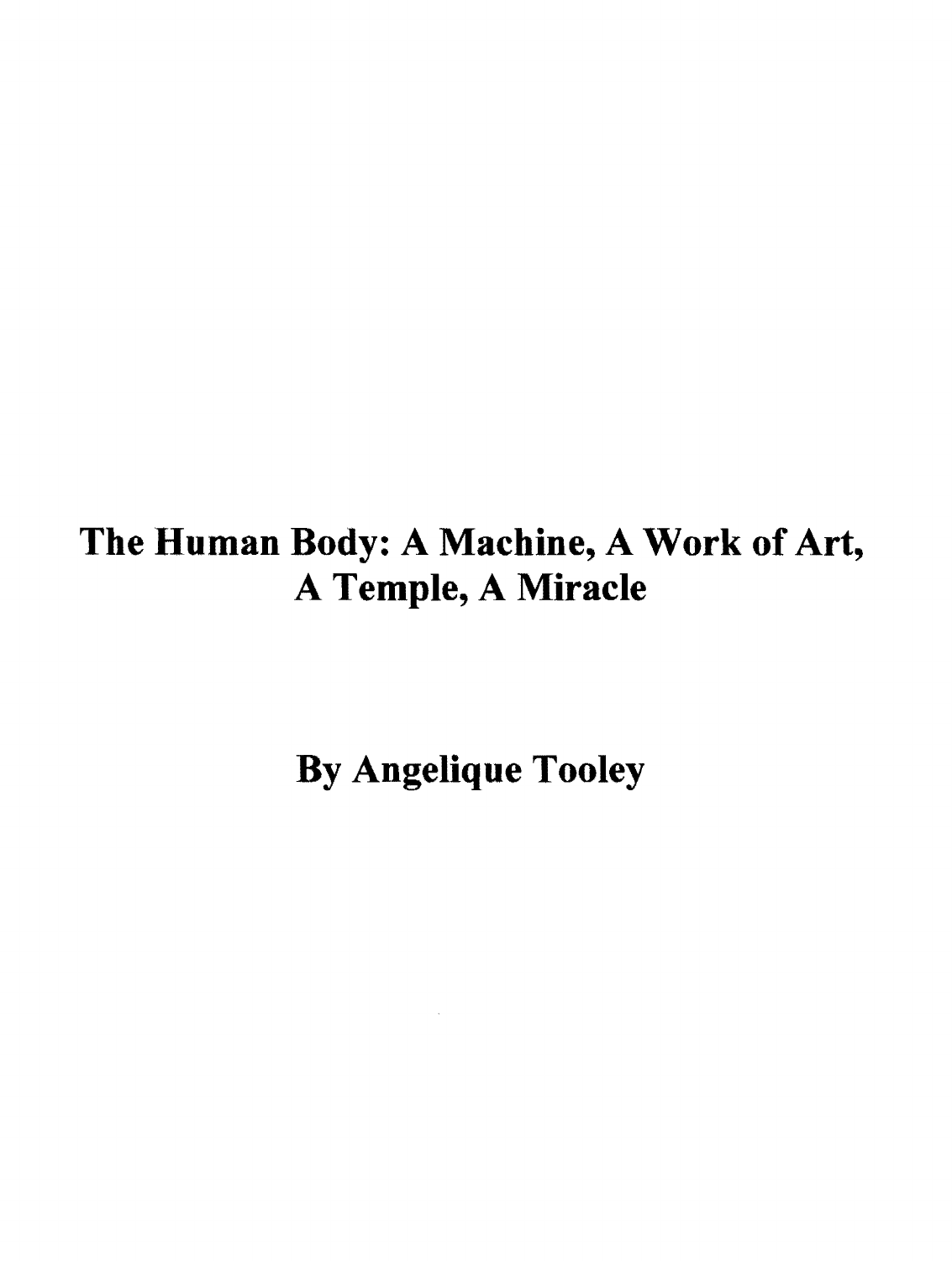# The Human Body: A Machine, A Work of Art, A Temple, A Miracle

**By Angelique Tooley**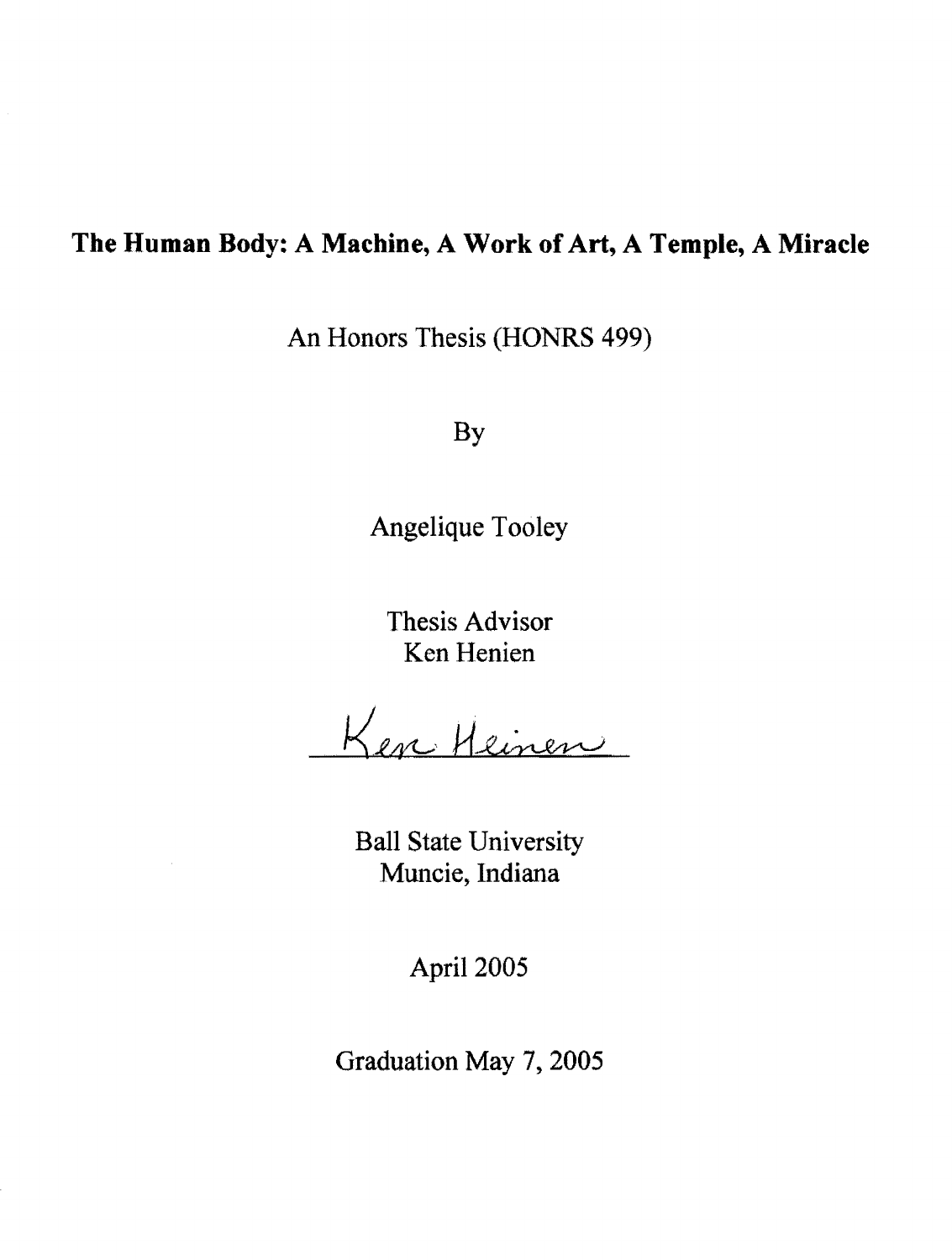**The Human Body: A Machine, A Work of Art, A Temple, A Miracle**

An Honors Thesis (HONRS 499)

By

Angelique Tooley

Thesis Advisor
Ken Henien

Ken Heinen

Ball State University
Muncie, Indiana

April 2005

Graduation May 7, 2005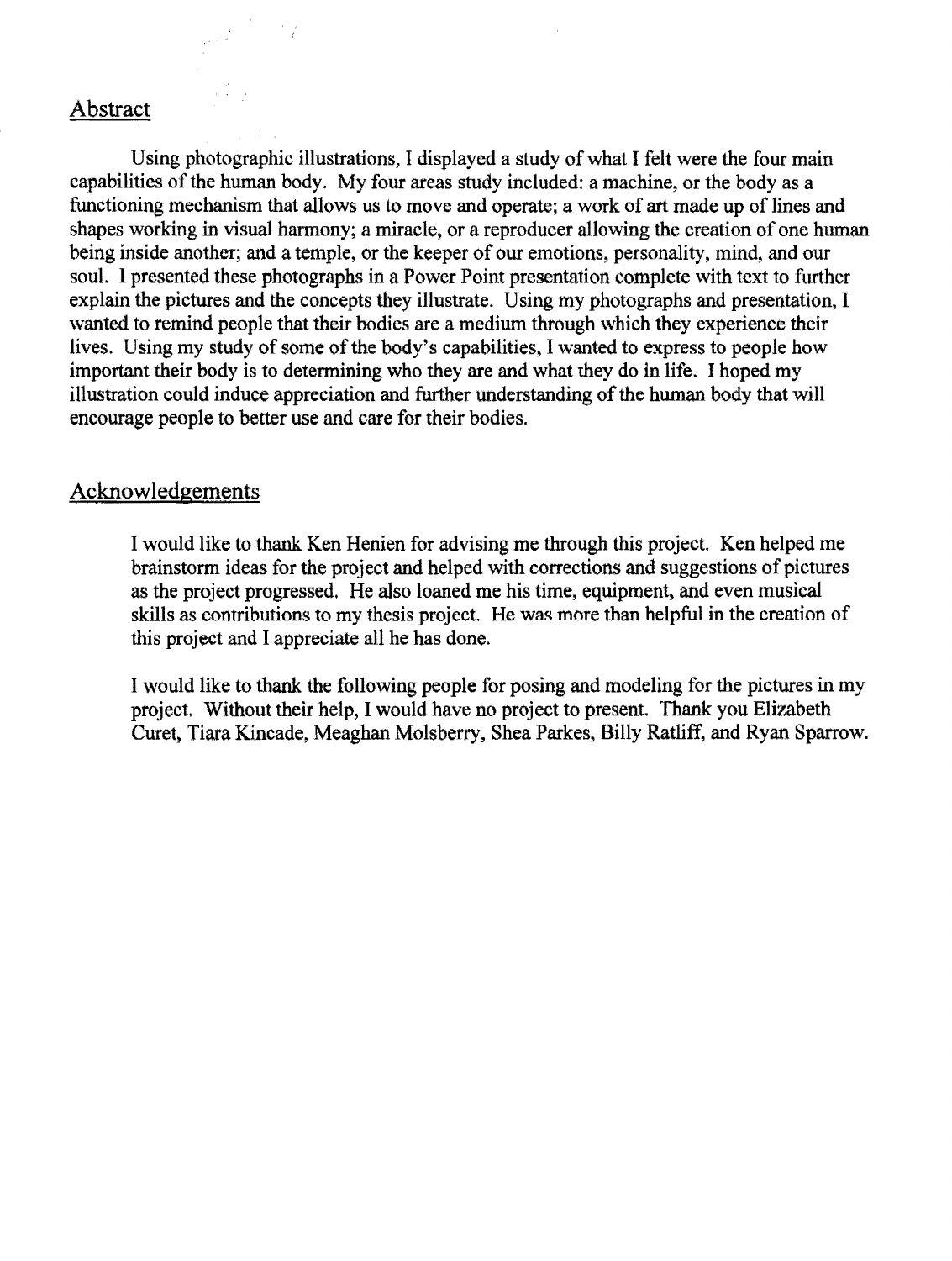## Abstract

Using photographic illustrations, I displayed a study of what I felt were the four main capabilities of the human body. My four areas study included: a machine, or the body as a functioning mechanism that allows us to move and operate; a work of art made up of lines and shapes working in visual harmony; a miracle, or a reproducer allowing the creation of one human being inside another; and a temple, or the keeper of our emotions, personality, mind, and our soul. I presented these photographs in a Power Point presentation complete with text to further explain the pictures and the concepts they illustrate. Using my photographs and presentation, I wanted to remind people that their bodies are a medium through which they experience their lives. Using my study of some of the body's capabilities, I wanted to express to people how important their body is to determining who they are and what they do in life. I hoped my illustration could induce appreciation and further understanding of the human body that will encourage people to better use and care for their bodies.

## Acknowledgements

I would like to thank Ken Henien for advising me through this project. Ken helped me brainstorm ideas for the project and helped with corrections and suggestions of pictures as the project progressed. He also loaned me his time, equipment, and even musical skills as contributions to my thesis project. He was more than helpful in the creation of this project and I appreciate all he has done.

I would like to thank the following people for posing and modeling for the pictures in my project. Without their help, I would have no project to present. Thank you Elizabeth Curet, Tiara Kincade, Meaghan Molsberry, Shea Parkes, Billy Ratliff, and Ryan Sparrow.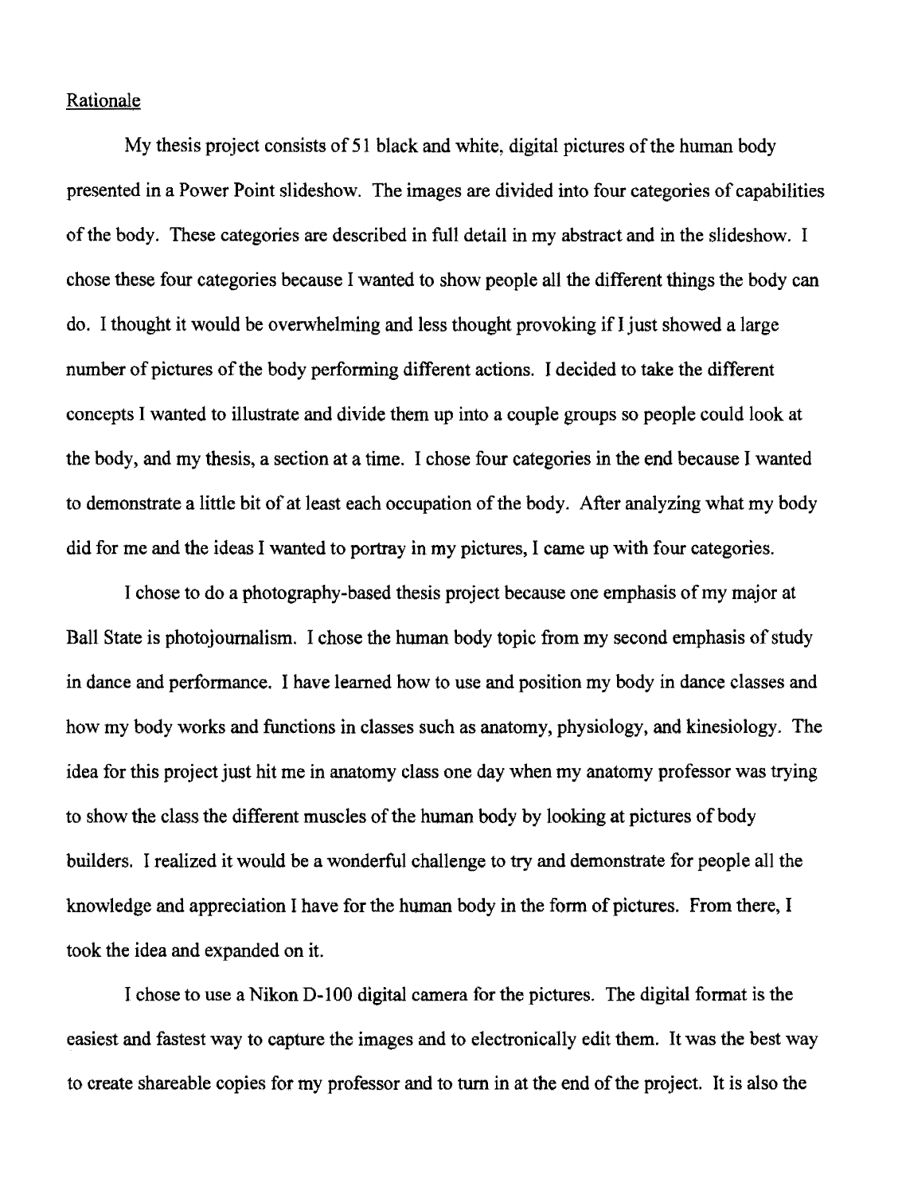Rationale

My thesis project consists of 51 black and white, digital pictures of the human body presented in a Power Point slideshow. The images are divided into four categories of capabilities of the body. These categories are described in full detail in my abstract and in the slideshow. I chose these four categories because I wanted to show people all the different things the body can do. I thought it would be overwhelming and less thought provoking if I just showed a large number of pictures of the body performing different actions. I decided to take the different concepts I wanted to illustrate and divide them up into a couple groups so people could look at the body, and my thesis, a section at a time. I chose four categories in the end because I wanted to demonstrate a little bit of at least each occupation of the body. After analyzing what my body did for me and the ideas I wanted to portray in my pictures, I came up with four categories.

I chose to do a photography-based thesis project because one emphasis of my major at Ball State is photojournalism. I chose the human body topic from my second emphasis of study in dance and performance. I have learned how to use and position my body in dance classes and how my body works and functions in classes such as anatomy, physiology, and kinesiology. The idea for this project just hit me in anatomy class one day when my anatomy professor was trying to show the class the different muscles of the human body by looking at pictures of body builders. I realized it would be a wonderful challenge to try and demonstrate for people all the knowledge and appreciation I have for the human body in the form of pictures. From there, I took the idea and expanded on it.

I chose to use a Nikon D-100 digital camera for the pictures. The digital format is the easiest and fastest way to capture the images and to electronically edit them. It was the best way to create shareable copies for my professor and to turn in at the end of the project. It is also the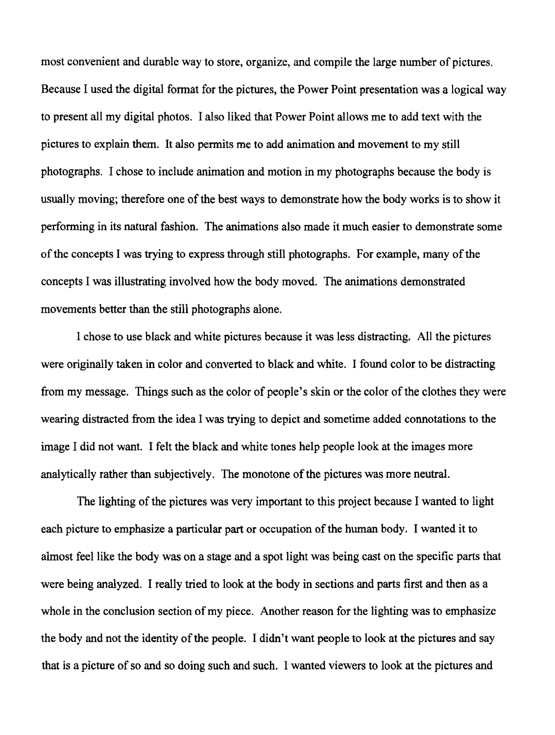most convenient and durable way to store, organize, and compile the large number of pictures. Because I used the digital format for the pictures, the Power Point presentation was a logical way to present all my digital photos. I also liked that Power Point allows me to add text with the pictures to explain them. It also permits me to add animation and movement to my still photographs. I chose to include animation and motion in my photographs because the body is usually moving; therefore one of the best ways to demonstrate how the body works is to show it performing in its natural fashion. The animations also made it much easier to demonstrate some of the concepts I was trying to express through still photographs. For example, many of the concepts I was illustrating involved how the body moved. The animations demonstrated movements better than the still photographs alone.

I chose to use black and white pictures because it was less distracting. All the pictures were originally taken in color and converted to black and white. I found color to be distracting from my message. Things such as the color of people's skin or the color of the clothes they were wearing distracted from the idea I was trying to depict and sometime added connotations to the image I did not want. I felt the black and white tones help people look at the images more analytically rather than subjectively. The monotone of the pictures was more neutral.

The lighting of the pictures was very important to this project because I wanted to light each picture to emphasize a particular part or occupation of the human body. I wanted it to almost feel like the body was on a stage and a spot light was being cast on the specific parts that were being analyzed. I really tried to look at the body in sections and parts first and then as a whole in the conclusion section of my piece. Another reason for the lighting was to emphasize the body and not the identity of the people. I didn't want people to look at the pictures and say that is a picture of so and so doing such and such. I wanted viewers to look at the pictures and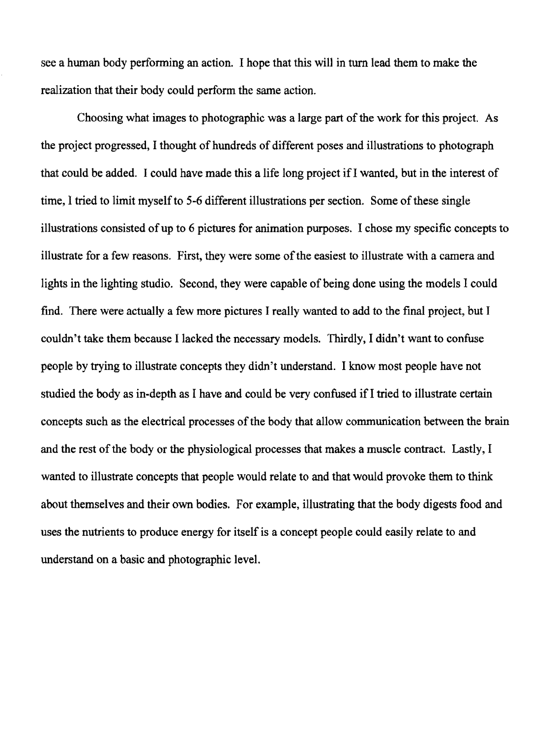see a human body performing an action. I hope that this will in turn lead them to make the realization that their body could perform the same action.

Choosing what images to photographic was a large part of the work for this project. As the project progressed, I thought of hundreds of different poses and illustrations to photograph that could be added. I could have made this a life long project if I wanted, but in the interest of time, I tried to limit myself to 5-6 different illustrations per section. Some of these single illustrations consisted of up to 6 pictures for animation purposes. I chose my specific concepts to illustrate for a few reasons. First, they were some of the easiest to illustrate with a camera and lights in the lighting studio. Second, they were capable of being done using the models I could find. There were actually a few more pictures I really wanted to add to the final project, but I couldn't take them because I lacked the necessary models. Thirdly, I didn't want to confuse people by trying to illustrate concepts they didn't understand. I know most people have not studied the body as in-depth as I have and could be very confused if I tried to illustrate certain concepts such as the electrical processes of the body that allow communication between the brain and the rest of the body or the physiological processes that makes a muscle contract. Lastly, I wanted to illustrate concepts that people would relate to and that would provoke them to think about themselves and their own bodies. For example, illustrating that the body digests food and uses the nutrients to produce energy for itself is a concept people could easily relate to and understand on a basic and photographic level.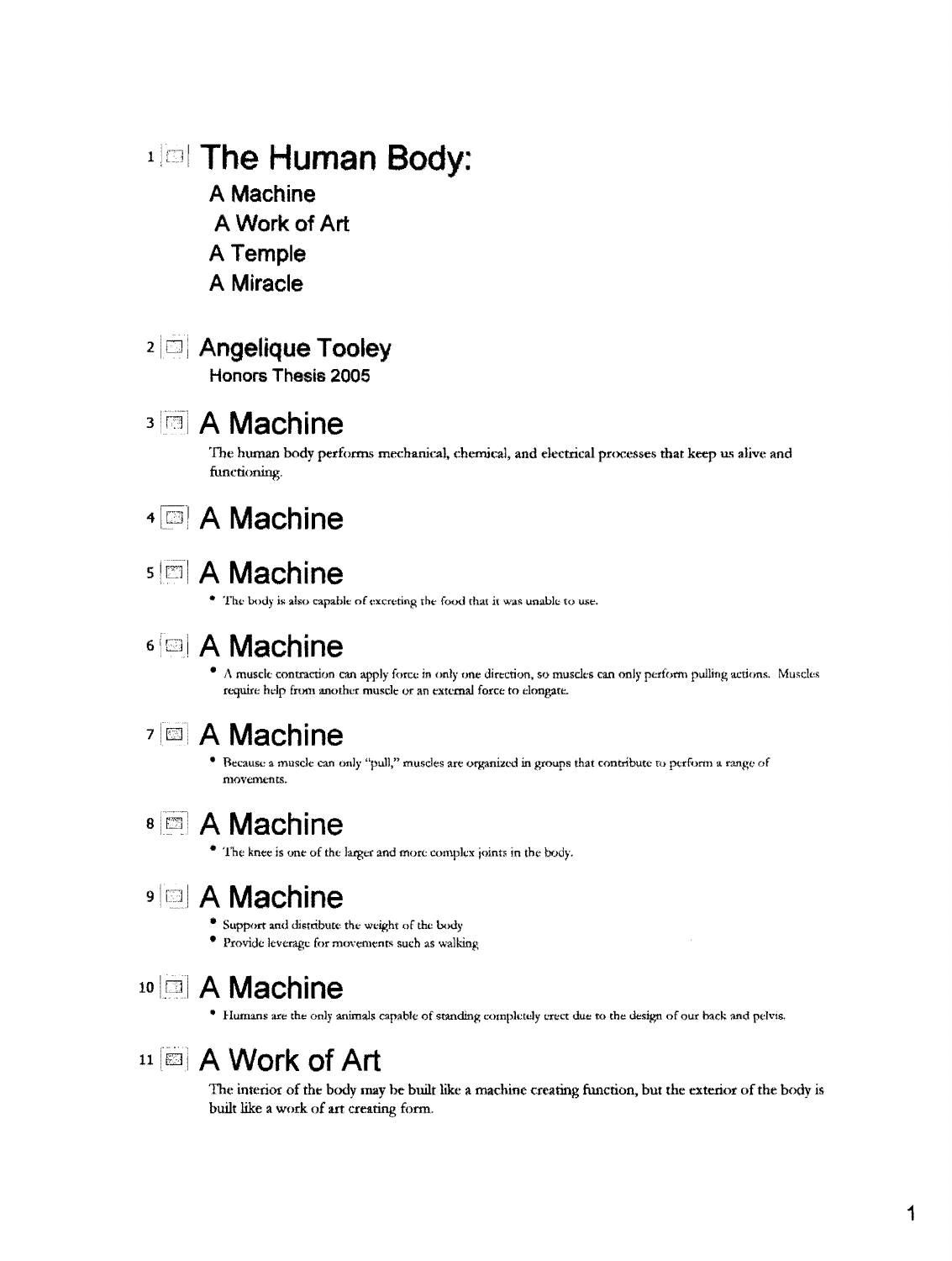1 **The Human Body:**

**A Machine**

**A Work of Art**

**A Temple**

**A Miracle**

2 **Angelique Tooley**

**Honors Thesis 2005**

3 **A Machine**

The human body performs mechanical, chemical, and electrical processes that keep us alive and functioning.

4 **A Machine**

5 **A Machine**

- The body is also capable of excreting the food that it was unable to use.

6 **A Machine**

- A muscle contraction can apply force in only one direction, so muscles can only perform pulling actions. Muscles require help from another muscle or an external force to elongate.

7 **A Machine**

- Because a muscle can only "pull," muscles are organized in groups that contribute to perform a range of movements.

8 **A Machine**

- The knee is one of the larger and more complex joints in the body.

9 **A Machine**

- Support and distribute the weight of the body
- Provide leverage for movements such as walking

10 **A Machine**

- Humans are the only animals capable of standing completely erect due to the design of our back and pelvis.

11 **A Work of Art**

The interior of the body may be built like a machine creating function, but the exterior of the body is built like a work of art creating form.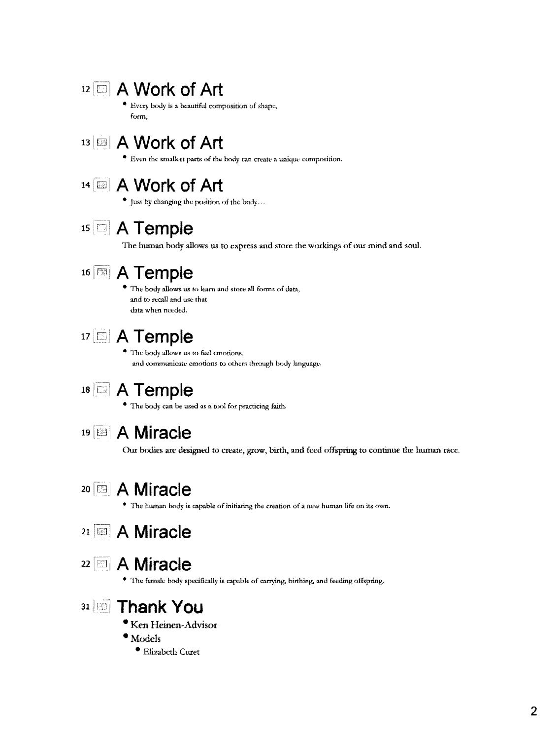12 
## A Work of Art

- Every body is a beautiful composition of shape, form,

13 
## A Work of Art

- Even the smallest parts of the body can create a unique composition.

14 
## A Work of Art

- Just by changing the position of the body…

15 
## A Temple

The human body allows us to express and store the workings of our mind and soul.

16 
## A Temple

- The body allows us to learn and store all forms of data, and to recall and use that data when needed.

17 
## A Temple

- The body allows us to feel emotions, and communicate emotions to others through body language.

18 
## A Temple

- The body can be used as a tool for practicing faith.

19 
## A Miracle

Our bodies are designed to create, grow, birth, and feed offspring to continue the human race.

20 
## A Miracle

- The human body is capable of initiating the creation of a new human life on its own.

21 
## A Miracle

22 
## A Miracle

- The female body specifically is capable of carrying, birthing, and feeding offspring.

31 
## Thank You

- Ken Heinen-Advisor
- Models
  - Elizabeth Curet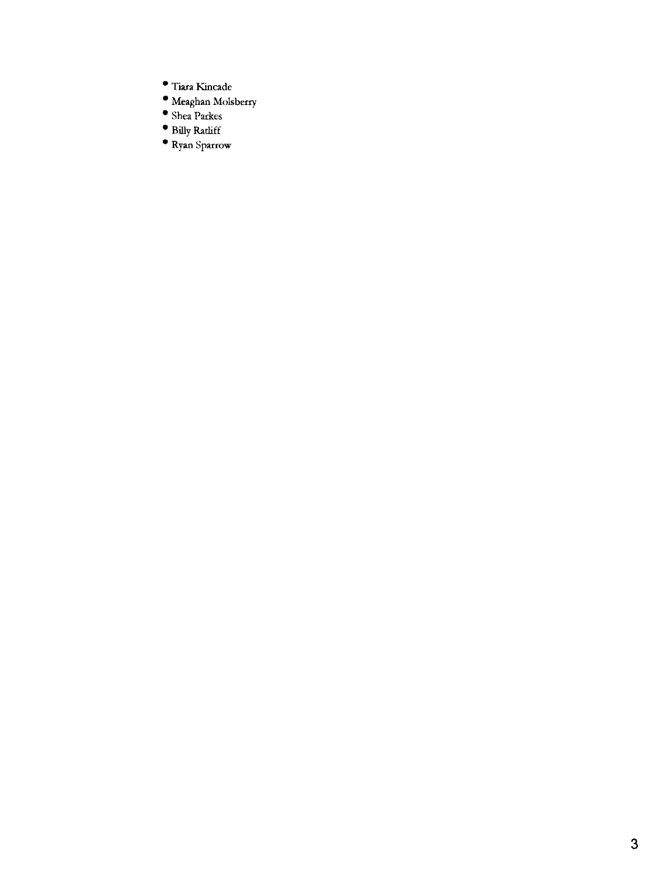- Tiara Kincade
- Meaghan Molsberry
- Shea Parkes
- Billy Ratliff
- Ryan Sparrow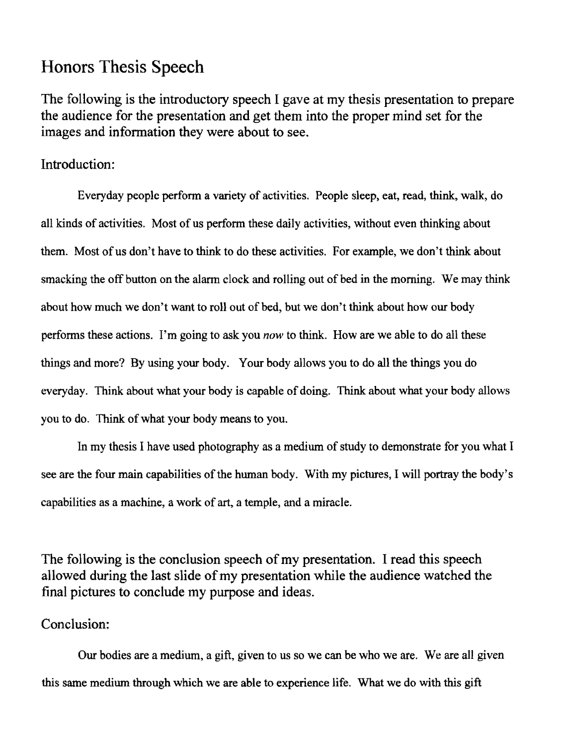# Honors Thesis Speech

The following is the introductory speech I gave at my thesis presentation to prepare the audience for the presentation and get them into the proper mind set for the images and information they were about to see.

## Introduction:

Everyday people perform a variety of activities. People sleep, eat, read, think, walk, do all kinds of activities. Most of us perform these daily activities, without even thinking about them. Most of us don't have to think to do these activities. For example, we don't think about smacking the off button on the alarm clock and rolling out of bed in the morning. We may think about how much we don't want to roll out of bed, but we don't think about how our body performs these actions. I'm going to ask you *now* to think. How are we able to do all these things and more? By using your body. Your body allows you to do all the things you do everyday. Think about what your body is capable of doing. Think about what your body allows you to do. Think of what your body means to you.

In my thesis I have used photography as a medium of study to demonstrate for you what I see are the four main capabilities of the human body. With my pictures, I will portray the body's capabilities as a machine, a work of art, a temple, and a miracle.

The following is the conclusion speech of my presentation. I read this speech allowed during the last slide of my presentation while the audience watched the final pictures to conclude my purpose and ideas.

## Conclusion:

Our bodies are a medium, a gift, given to us so we can be who we are. We are all given this same medium through which we are able to experience life. What we do with this gift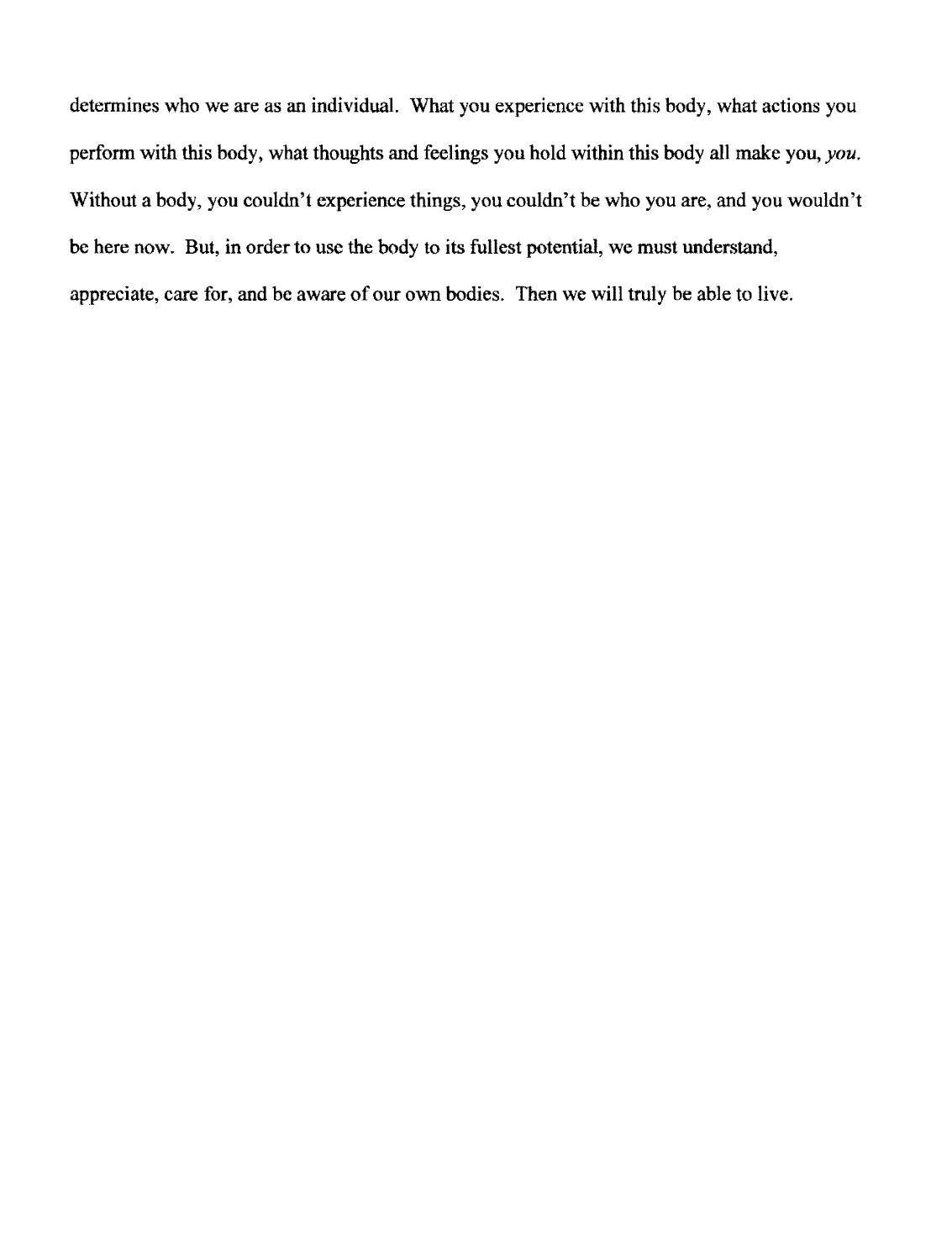determines who we are as an individual. What you experience with this body, what actions you perform with this body, what thoughts and feelings you hold within this body all make you, *you.* Without a body, you couldn't experience things, you couldn't be who you are, and you wouldn't be here now. But, in order to use the body to its fullest potential, we must understand, appreciate, care for, and be aware of our own bodies. Then we will truly be able to live.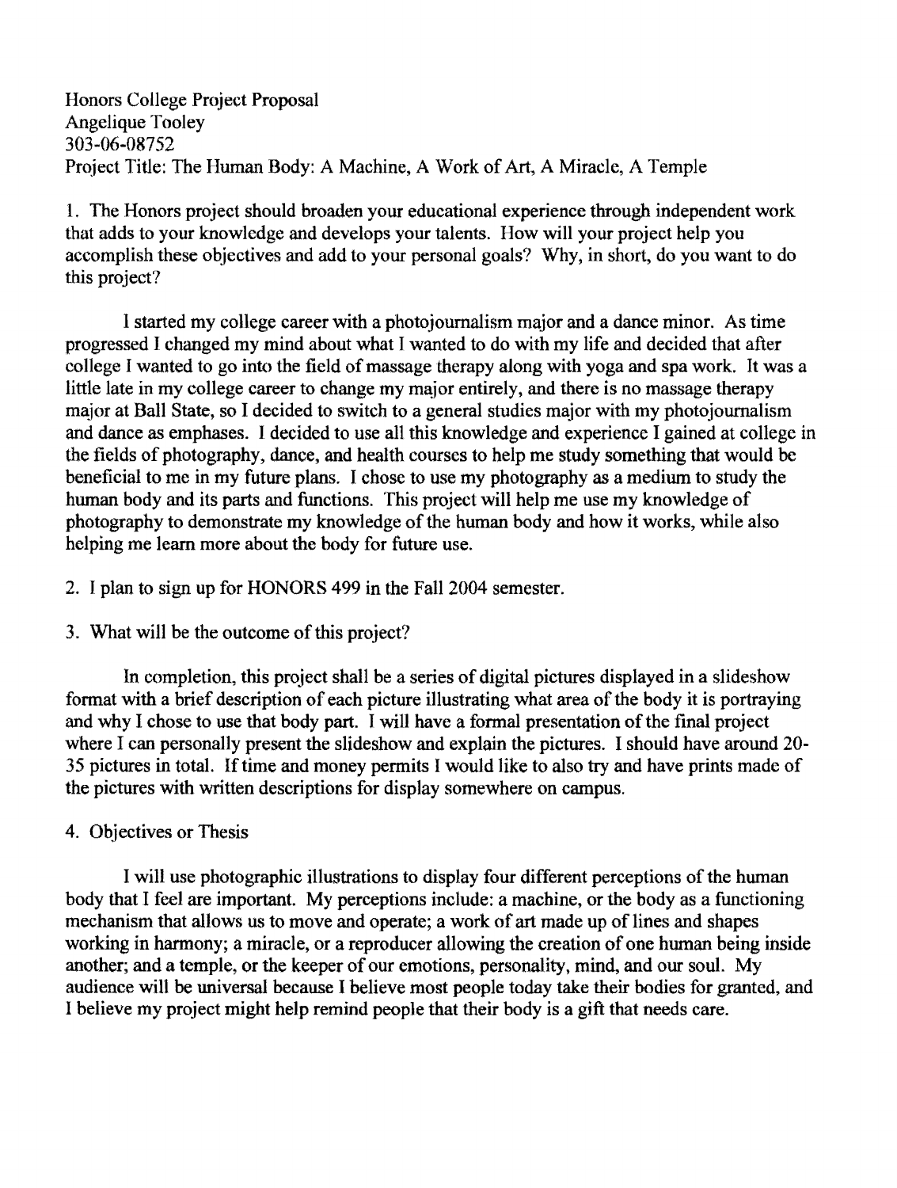Honors College Project Proposal
Angelique Tooley
303-06-08752
Project Title: The Human Body: A Machine, A Work of Art, A Miracle, A Temple

1. The Honors project should broaden your educational experience through independent work that adds to your knowledge and develops your talents. How will your project help you accomplish these objectives and add to your personal goals? Why, in short, do you want to do this project?

I started my college career with a photojournalism major and a dance minor. As time progressed I changed my mind about what I wanted to do with my life and decided that after college I wanted to go into the field of massage therapy along with yoga and spa work. It was a little late in my college career to change my major entirely, and there is no massage therapy major at Ball State, so I decided to switch to a general studies major with my photojournalism and dance as emphases. I decided to use all this knowledge and experience I gained at college in the fields of photography, dance, and health courses to help me study something that would be beneficial to me in my future plans. I chose to use my photography as a medium to study the human body and its parts and functions. This project will help me use my knowledge of photography to demonstrate my knowledge of the human body and how it works, while also helping me learn more about the body for future use.

2. I plan to sign up for HONORS 499 in the Fall 2004 semester.

3. What will be the outcome of this project?

In completion, this project shall be a series of digital pictures displayed in a slideshow format with a brief description of each picture illustrating what area of the body it is portraying and why I chose to use that body part. I will have a formal presentation of the final project where I can personally present the slideshow and explain the pictures. I should have around 20-35 pictures in total. If time and money permits I would like to also try and have prints made of the pictures with written descriptions for display somewhere on campus.

4. Objectives or Thesis

I will use photographic illustrations to display four different perceptions of the human body that I feel are important. My perceptions include: a machine, or the body as a functioning mechanism that allows us to move and operate; a work of art made up of lines and shapes working in harmony; a miracle, or a reproducer allowing the creation of one human being inside another; and a temple, or the keeper of our emotions, personality, mind, and our soul. My audience will be universal because I believe most people today take their bodies for granted, and I believe my project might help remind people that their body is a gift that needs care.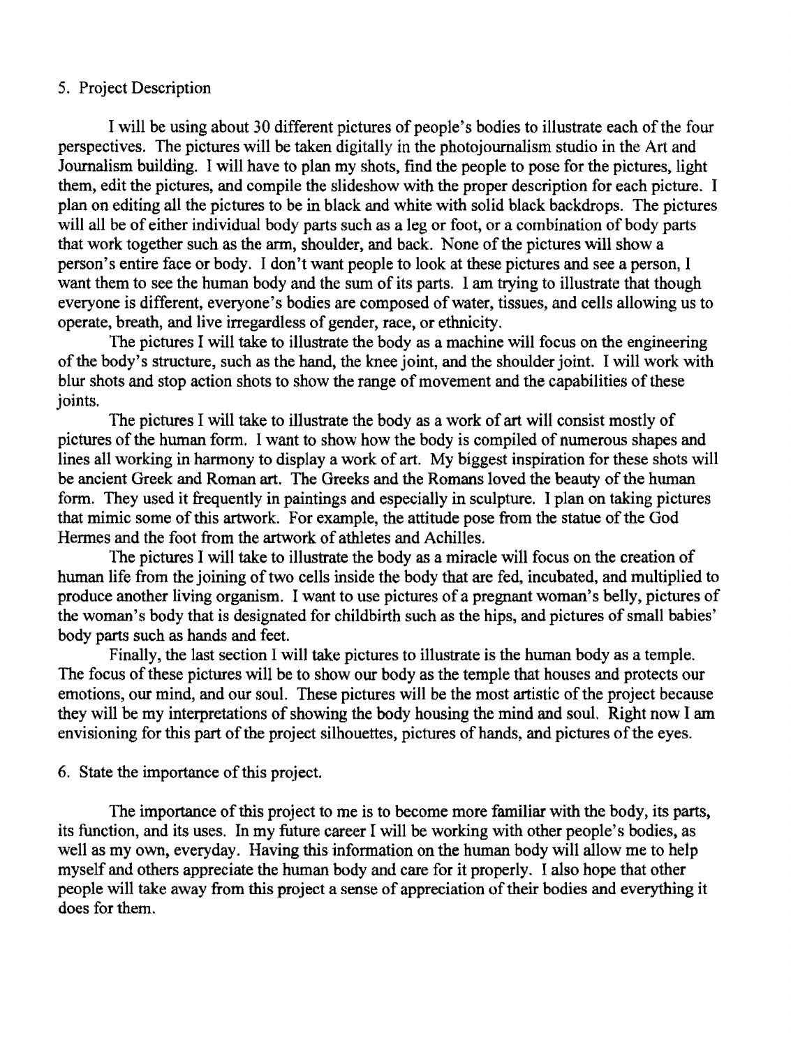5. Project Description

I will be using about 30 different pictures of people's bodies to illustrate each of the four perspectives. The pictures will be taken digitally in the photojournalism studio in the Art and Journalism building. I will have to plan my shots, find the people to pose for the pictures, light them, edit the pictures, and compile the slideshow with the proper description for each picture. I plan on editing all the pictures to be in black and white with solid black backdrops. The pictures will all be of either individual body parts such as a leg or foot, or a combination of body parts that work together such as the arm, shoulder, and back. None of the pictures will show a person's entire face or body. I don't want people to look at these pictures and see a person, I want them to see the human body and the sum of its parts. I am trying to illustrate that though everyone is different, everyone's bodies are composed of water, tissues, and cells allowing us to operate, breath, and live irregardless of gender, race, or ethnicity.

The pictures I will take to illustrate the body as a machine will focus on the engineering of the body's structure, such as the hand, the knee joint, and the shoulder joint. I will work with blur shots and stop action shots to show the range of movement and the capabilities of these joints.

The pictures I will take to illustrate the body as a work of art will consist mostly of pictures of the human form. I want to show how the body is compiled of numerous shapes and lines all working in harmony to display a work of art. My biggest inspiration for these shots will be ancient Greek and Roman art. The Greeks and the Romans loved the beauty of the human form. They used it frequently in paintings and especially in sculpture. I plan on taking pictures that mimic some of this artwork. For example, the attitude pose from the statue of the God Hermes and the foot from the artwork of athletes and Achilles.

The pictures I will take to illustrate the body as a miracle will focus on the creation of human life from the joining of two cells inside the body that are fed, incubated, and multiplied to produce another living organism. I want to use pictures of a pregnant woman's belly, pictures of the woman's body that is designated for childbirth such as the hips, and pictures of small babies' body parts such as hands and feet.

Finally, the last section I will take pictures to illustrate is the human body as a temple. The focus of these pictures will be to show our body as the temple that houses and protects our emotions, our mind, and our soul. These pictures will be the most artistic of the project because they will be my interpretations of showing the body housing the mind and soul. Right now I am envisioning for this part of the project silhouettes, pictures of hands, and pictures of the eyes.

6. State the importance of this project.

The importance of this project to me is to become more familiar with the body, its parts, its function, and its uses. In my future career I will be working with other people's bodies, as well as my own, everyday. Having this information on the human body will allow me to help myself and others appreciate the human body and care for it properly. I also hope that other people will take away from this project a sense of appreciation of their bodies and everything it does for them.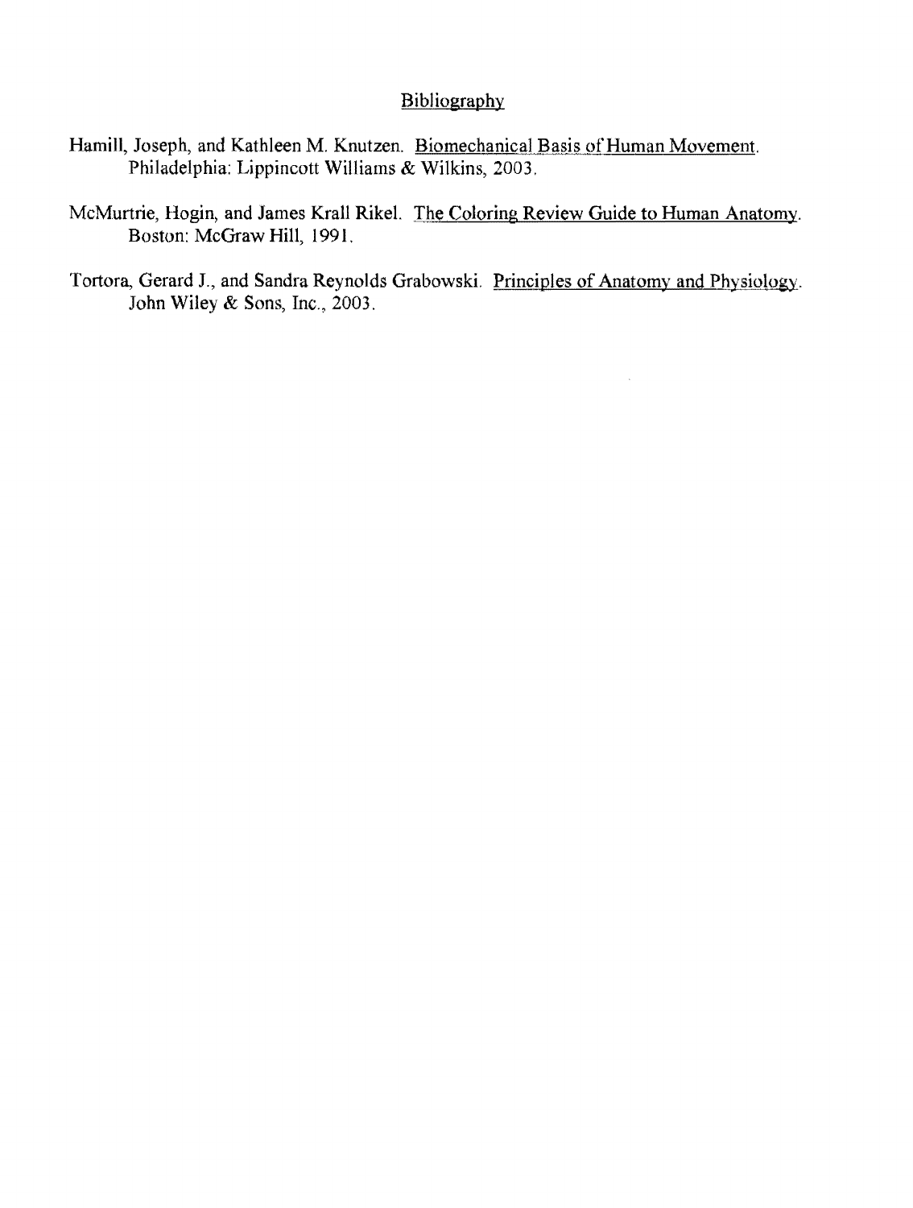## Bibliography

Hamill, Joseph, and Kathleen M. Knutzen. Biomechanical Basis of Human Movement. Philadelphia: Lippincott Williams & Wilkins, 2003.

McMurtrie, Hogin, and James Krall Rikel. The Coloring Review Guide to Human Anatomy. Boston: McGraw Hill, 1991.

Tortora, Gerard J., and Sandra Reynolds Grabowski. Principles of Anatomy and Physiology. John Wiley & Sons, Inc., 2003.